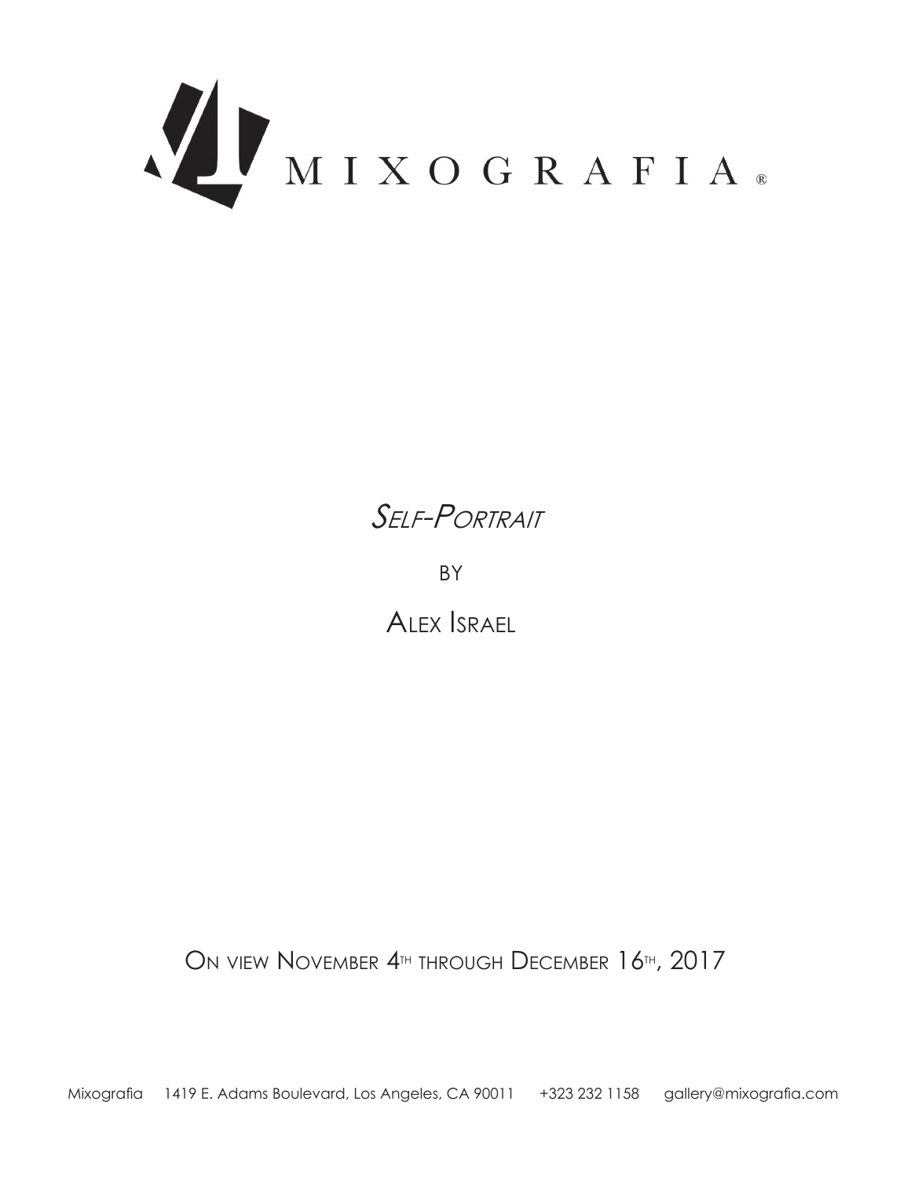# MIXOGRAFIA®

## *Self-Portrait*

by

## Alex Israel

On view November 4th through December 16th, 2017

Mixografia 1419 E. Adams Boulevard, Los Angeles, CA 90011 +323 232 1158 gallery@mixografia.com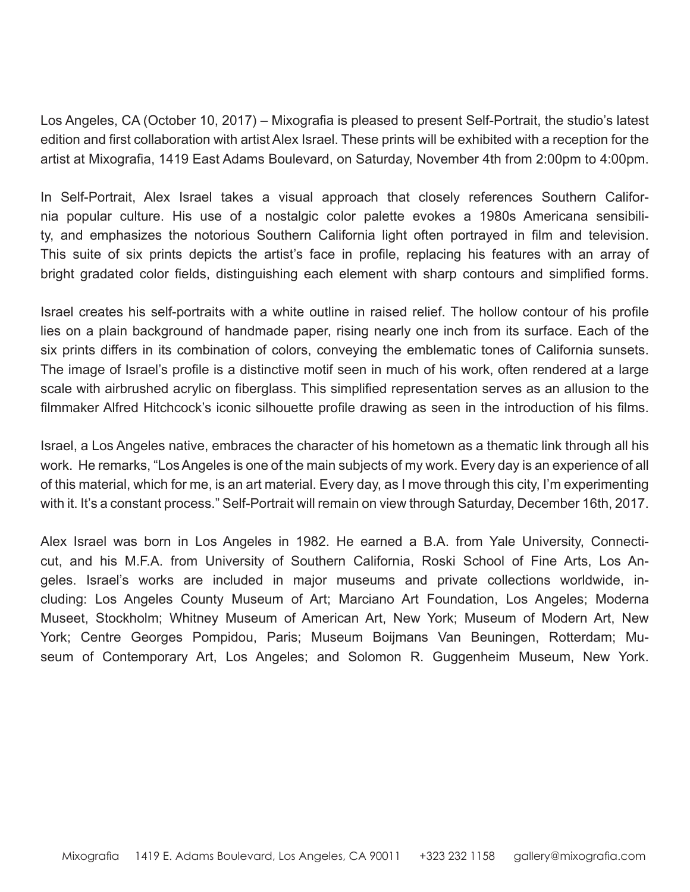Los Angeles, CA (October 10, 2017) – Mixografia is pleased to present Self-Portrait, the studio's latest edition and first collaboration with artist Alex Israel. These prints will be exhibited with a reception for the artist at Mixografia, 1419 East Adams Boulevard, on Saturday, November 4th from 2:00pm to 4:00pm.

In Self-Portrait, Alex Israel takes a visual approach that closely references Southern California popular culture. His use of a nostalgic color palette evokes a 1980s Americana sensibility, and emphasizes the notorious Southern California light often portrayed in film and television. This suite of six prints depicts the artist's face in profile, replacing his features with an array of bright gradated color fields, distinguishing each element with sharp contours and simplified forms.

Israel creates his self-portraits with a white outline in raised relief. The hollow contour of his profile lies on a plain background of handmade paper, rising nearly one inch from its surface. Each of the six prints differs in its combination of colors, conveying the emblematic tones of California sunsets. The image of Israel's profile is a distinctive motif seen in much of his work, often rendered at a large scale with airbrushed acrylic on fiberglass. This simplified representation serves as an allusion to the filmmaker Alfred Hitchcock's iconic silhouette profile drawing as seen in the introduction of his films.

Israel, a Los Angeles native, embraces the character of his hometown as a thematic link through all his work. He remarks, "Los Angeles is one of the main subjects of my work. Every day is an experience of all of this material, which for me, is an art material. Every day, as I move through this city, I'm experimenting with it. It's a constant process." Self-Portrait will remain on view through Saturday, December 16th, 2017.

Alex Israel was born in Los Angeles in 1982. He earned a B.A. from Yale University, Connecticut, and his M.F.A. from University of Southern California, Roski School of Fine Arts, Los Angeles. Israel's works are included in major museums and private collections worldwide, including: Los Angeles County Museum of Art; Marciano Art Foundation, Los Angeles; Moderna Museet, Stockholm; Whitney Museum of American Art, New York; Museum of Modern Art, New York; Centre Georges Pompidou, Paris; Museum Boijmans Van Beuningen, Rotterdam; Museum of Contemporary Art, Los Angeles; and Solomon R. Guggenheim Museum, New York.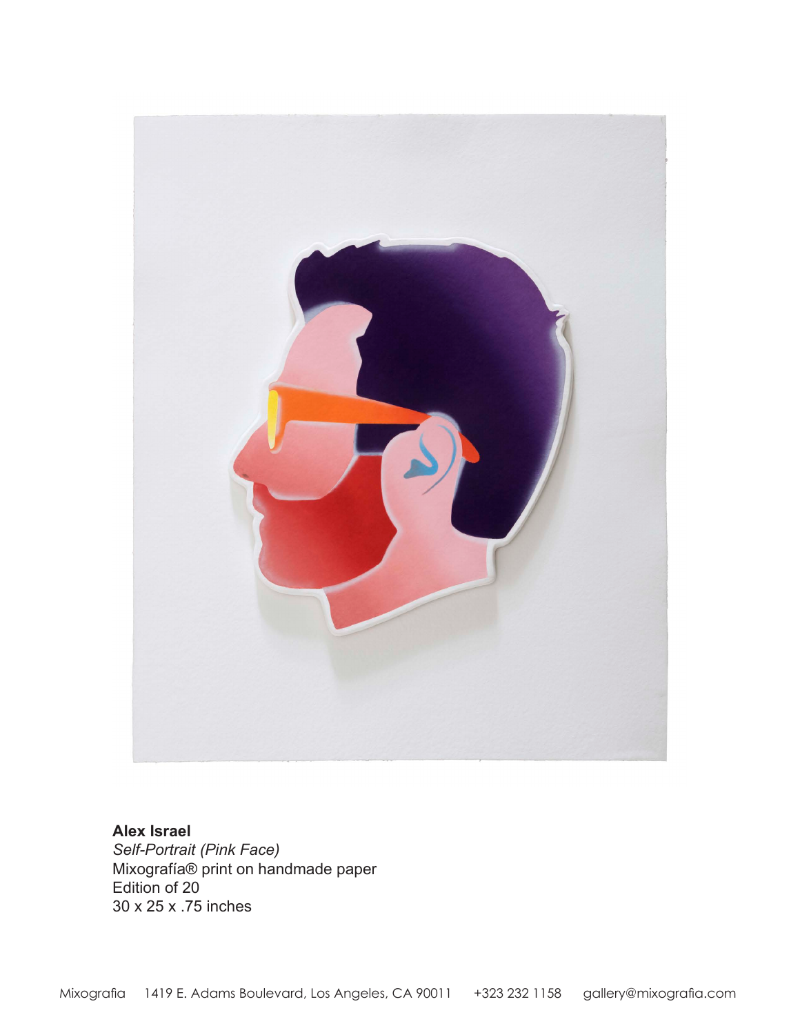**Alex Israel**
*Self-Portrait (Pink Face)*
Mixografía® print on handmade paper
Edition of 20
30 x 25 x .75 inches

Mixografia 1419 E. Adams Boulevard, Los Angeles, CA 90011 +323 232 1158 gallery@mixografia.com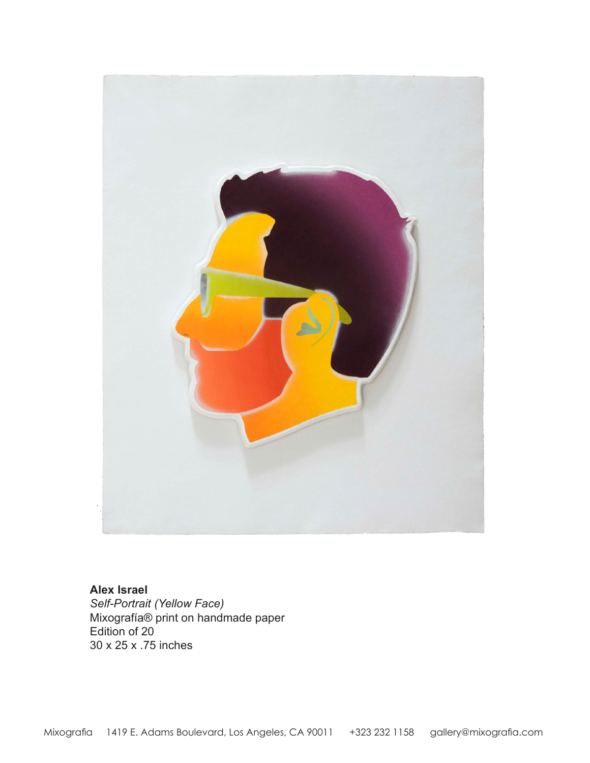**Alex Israel**
*Self-Portrait (Yellow Face)*
Mixografía® print on handmade paper
Edition of 20
30 x 25 x .75 inches

Mixografia 1419 E. Adams Boulevard, Los Angeles, CA 90011 +323 232 1158 gallery@mixografia.com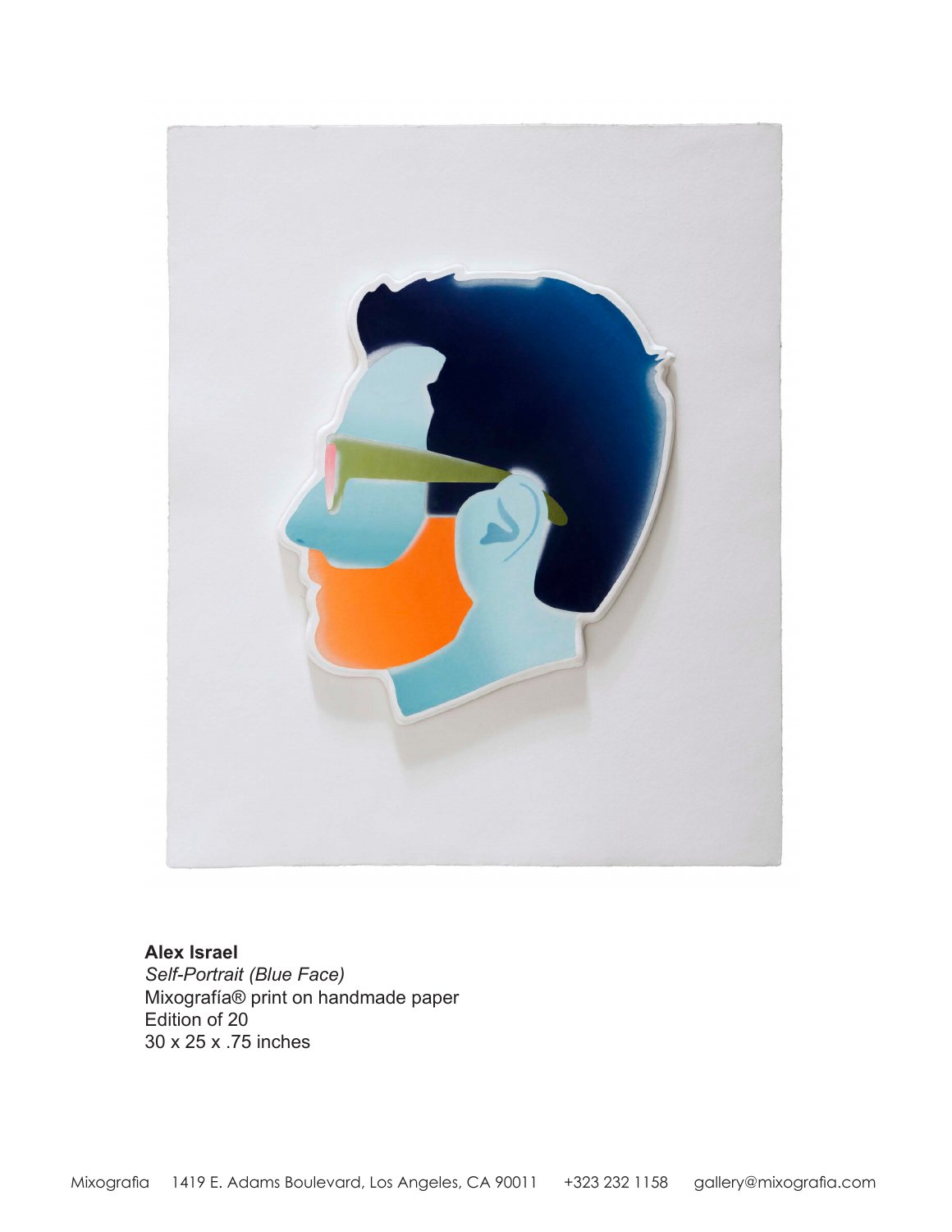**Alex Israel**
*Self-Portrait (Blue Face)*
Mixografía® print on handmade paper
Edition of 20
30 x 25 x .75 inches

Mixografia 1419 E. Adams Boulevard, Los Angeles, CA 90011 +323 232 1158 gallery@mixografia.com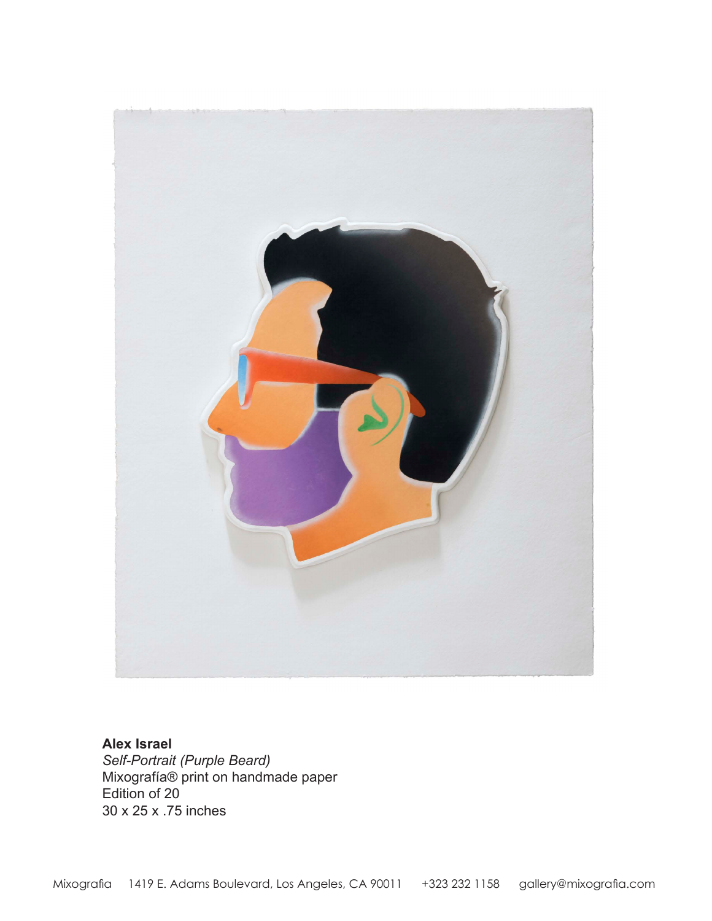**Alex Israel**
*Self-Portrait (Purple Beard)*
Mixografía® print on handmade paper
Edition of 20
30 x 25 x .75 inches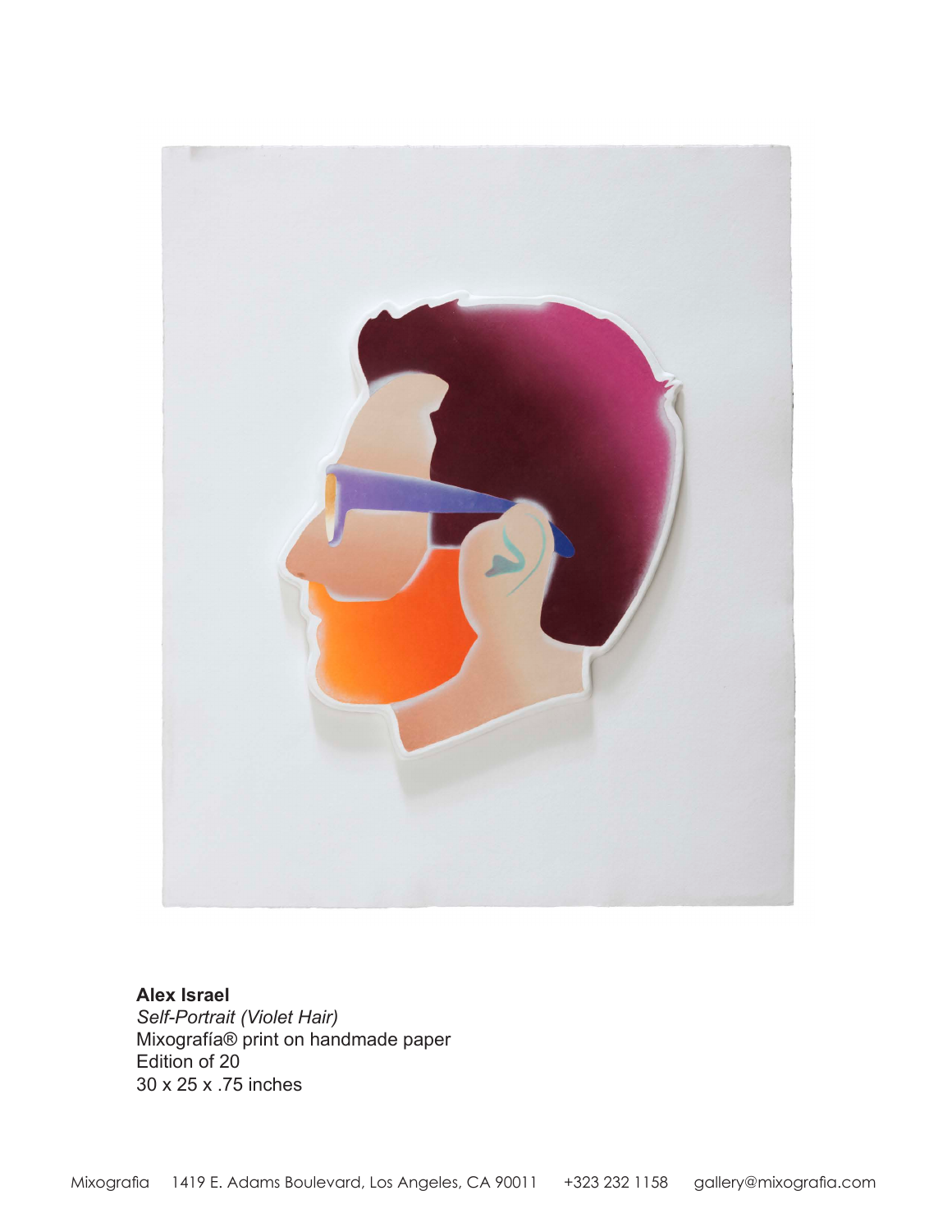**Alex Israel**
*Self-Portrait (Violet Hair)*
Mixografía® print on handmade paper
Edition of 20
30 x 25 x .75 inches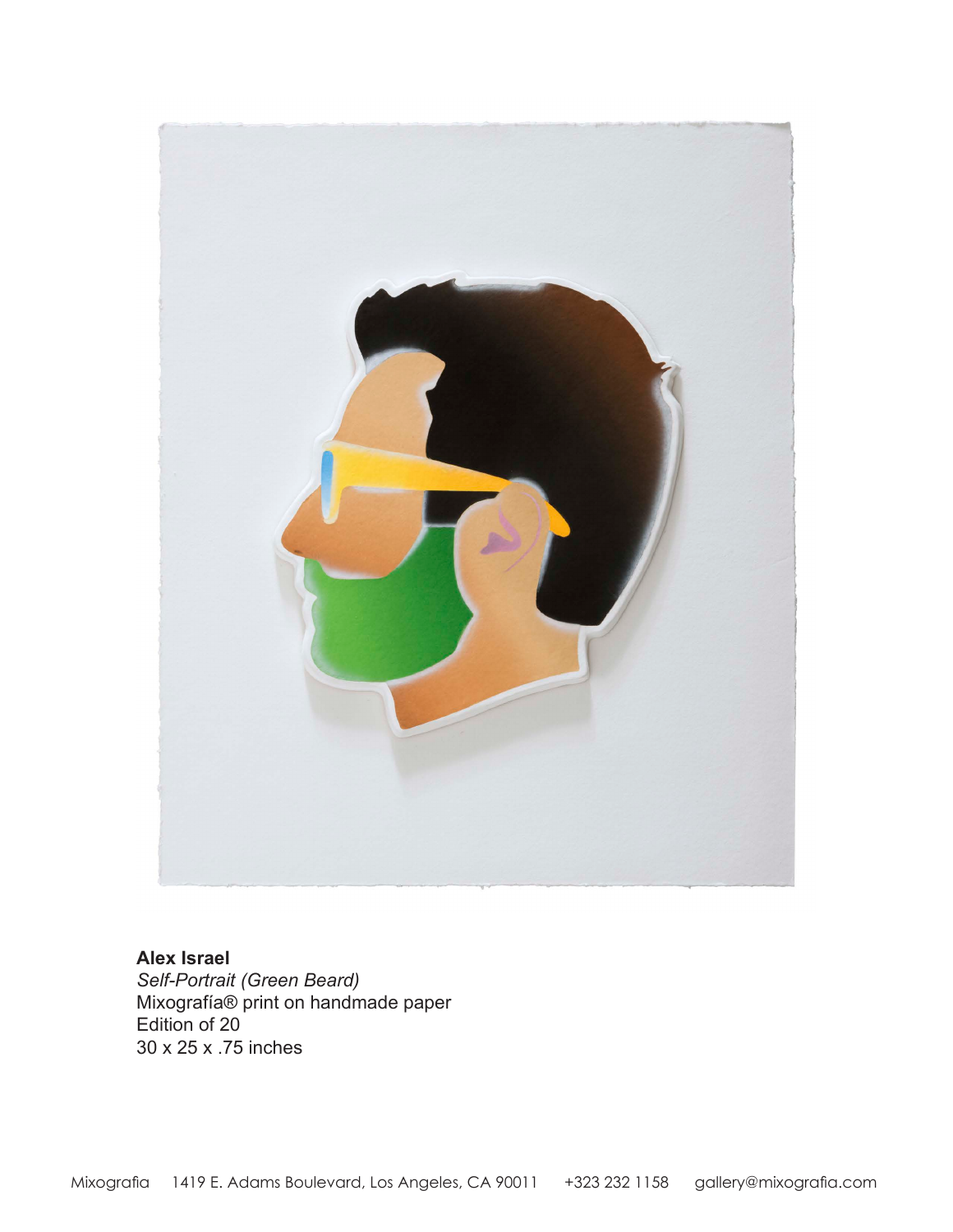**Alex Israel**
*Self-Portrait (Green Beard)*
Mixografía® print on handmade paper
Edition of 20
30 x 25 x .75 inches

Mixografia 1419 E. Adams Boulevard, Los Angeles, CA 90011 +323 232 1158 gallery@mixografia.com